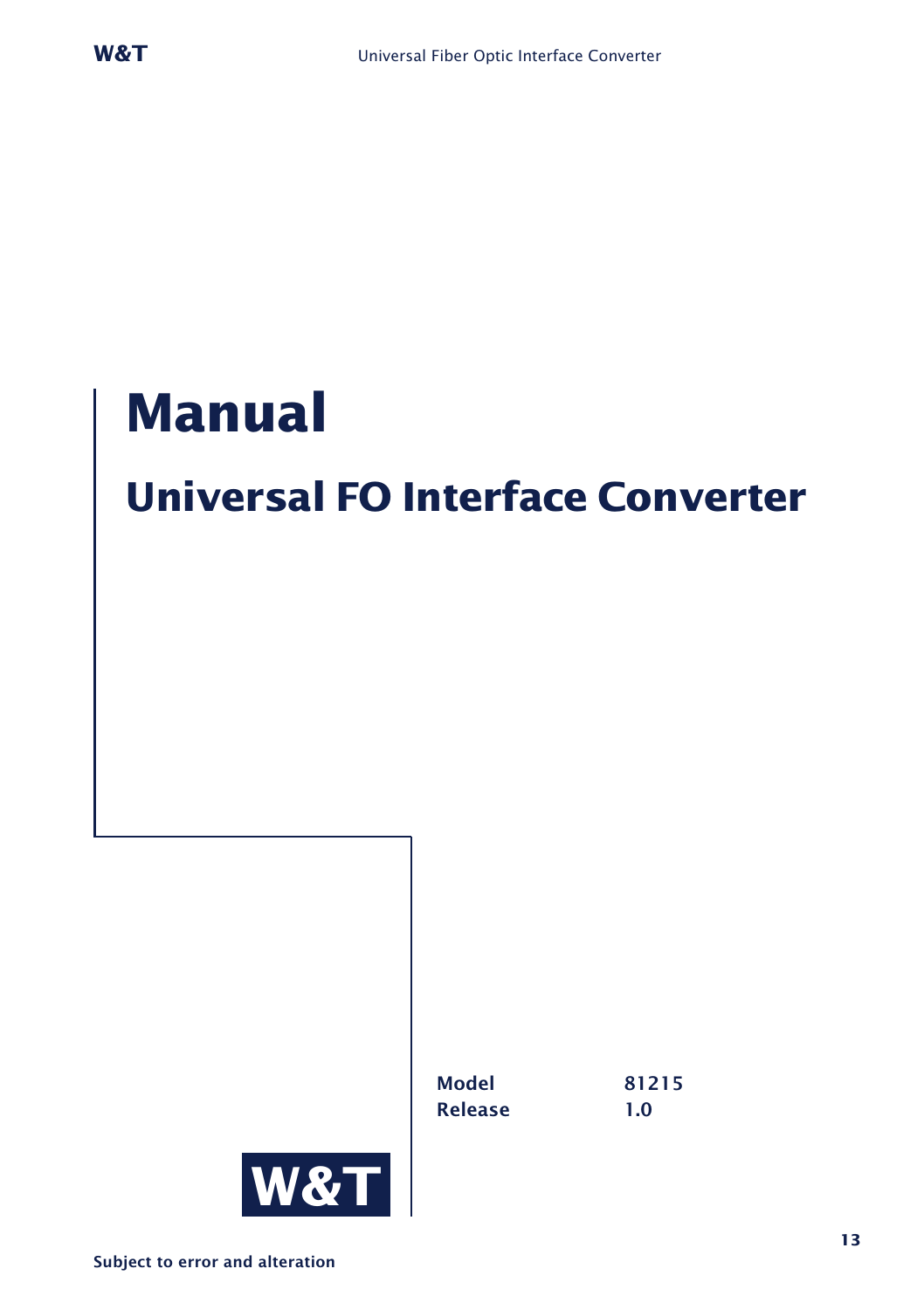# Manual

## Universal FO Interface Converter

| | |
|---|---|
| **Model** | **81215** |
| **Release** | **1.0** |

**W&T**

**Subject to error and alteration**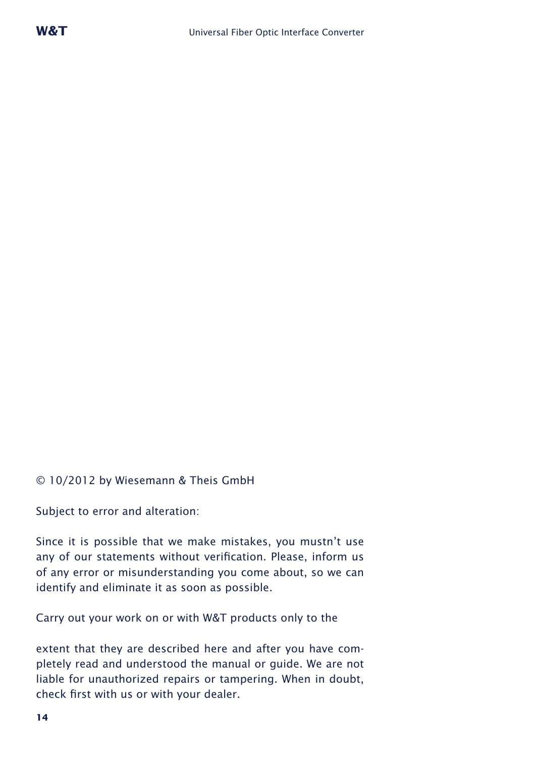© 10/2012 by Wiesemann & Theis GmbH

Subject to error and alteration:

Since it is possible that we make mistakes, you mustn't use any of our statements without verification. Please, inform us of any error or misunderstanding you come about, so we can identify and eliminate it as soon as possible.

Carry out your work on or with W&T products only to the

extent that they are described here and after you have completely read and understood the manual or guide. We are not liable for unauthorized repairs or tampering. When in doubt, check first with us or with your dealer.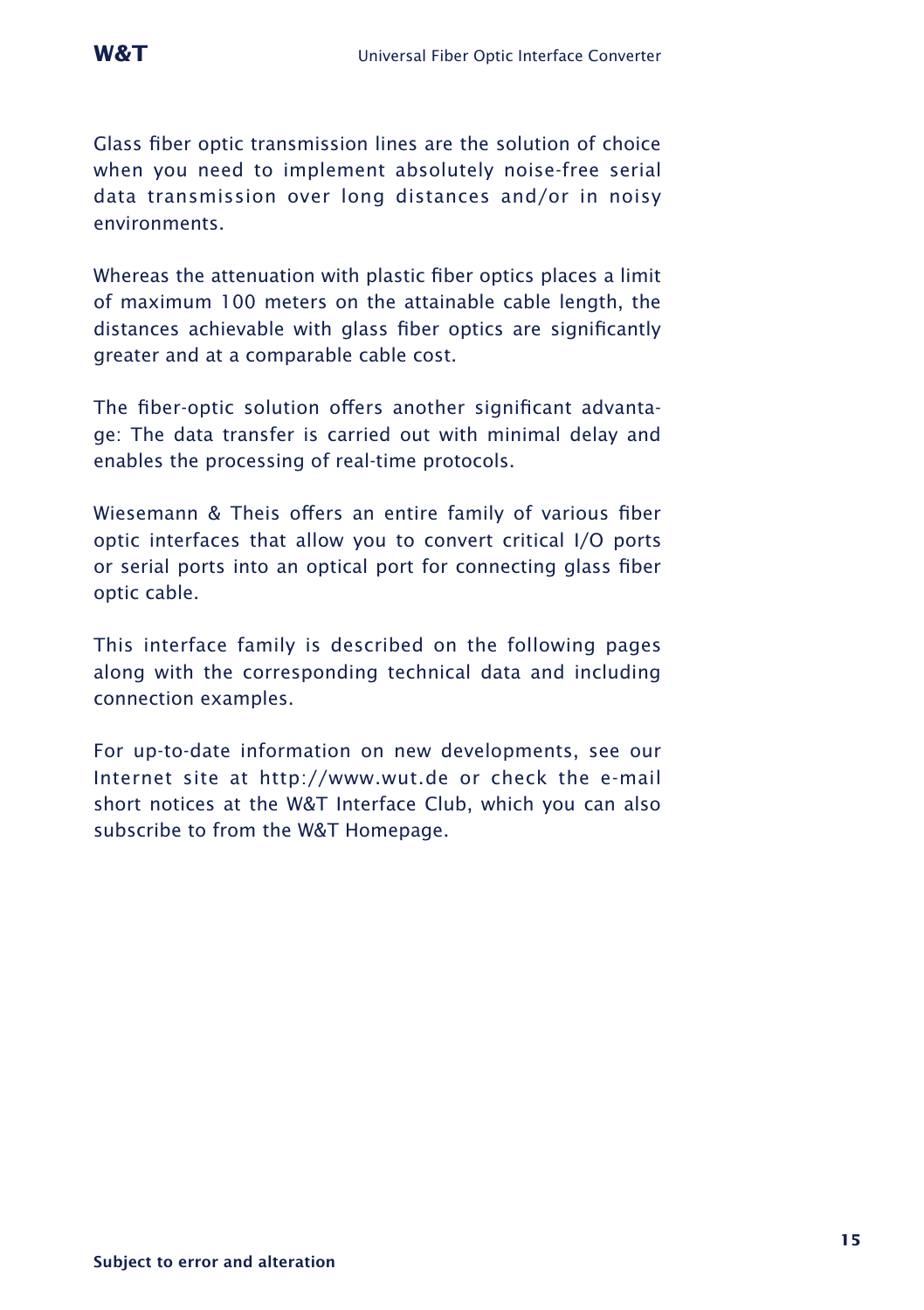Glass fiber optic transmission lines are the solution of choice when you need to implement absolutely noise-free serial data transmission over long distances and/or in noisy environments.

Whereas the attenuation with plastic fiber optics places a limit of maximum 100 meters on the attainable cable length, the distances achievable with glass fiber optics are significantly greater and at a comparable cable cost.

The fiber-optic solution offers another significant advantage: The data transfer is carried out with minimal delay and enables the processing of real-time protocols.

Wiesemann & Theis offers an entire family of various fiber optic interfaces that allow you to convert critical I/O ports or serial ports into an optical port for connecting glass fiber optic cable.

This interface family is described on the following pages along with the corresponding technical data and including connection examples.

For up-to-date information on new developments, see our Internet site at http://www.wut.de or check the e-mail short notices at the W&T Interface Club, which you can also subscribe to from the W&T Homepage.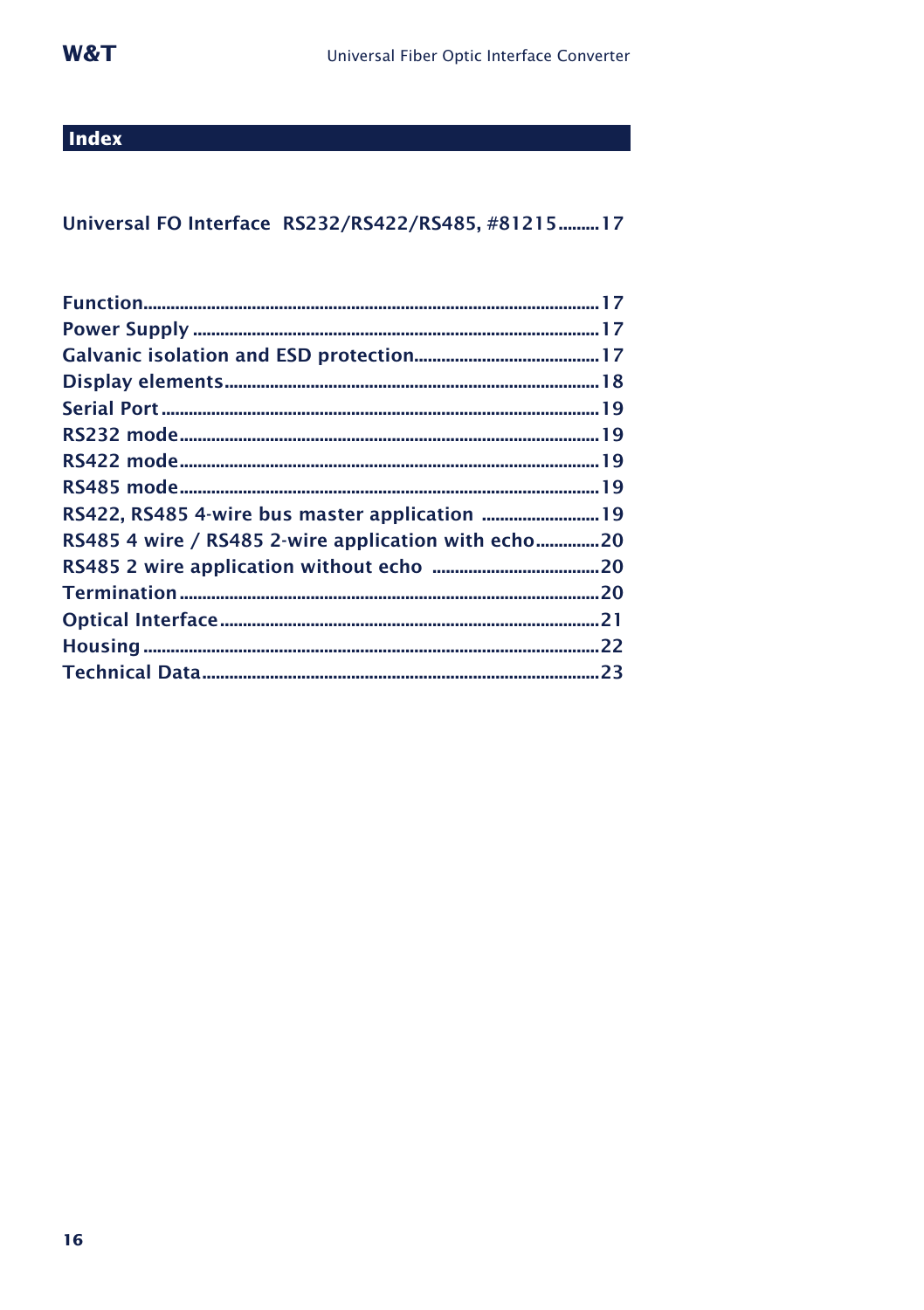## Index

**Universal FO Interface RS232/RS422/RS485, #81215 ......... 17**

**Function** ......... 17
**Power Supply** ......... 17
**Galvanic isolation and ESD protection** ......... 17
**Display elements** ......... 18
**Serial Port** ......... 19
**RS232 mode** ......... 19
**RS422 mode** ......... 19
**RS485 mode** ......... 19
**RS422, RS485 4-wire bus master application** ......... 19
**RS485 4 wire / RS485 2-wire application with echo** ......... 20
**RS485 2 wire application without echo** ......... 20
**Termination** ......... 20
**Optical Interface** ......... 21
**Housing** ......... 22
**Technical Data** ......... 23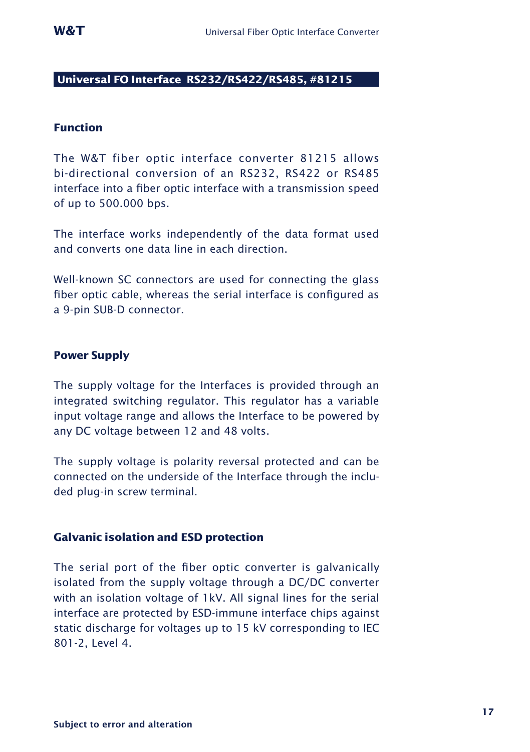## Universal FO Interface RS232/RS422/RS485, #81215

### Function

The W&T fiber optic interface converter 81215 allows bi-directional conversion of an RS232, RS422 or RS485 interface into a fiber optic interface with a transmission speed of up to 500.000 bps.

The interface works independently of the data format used and converts one data line in each direction.

Well-known SC connectors are used for connecting the glass fiber optic cable, whereas the serial interface is configured as a 9-pin SUB-D connector.

### Power Supply

The supply voltage for the Interfaces is provided through an integrated switching regulator. This regulator has a variable input voltage range and allows the Interface to be powered by any DC voltage between 12 and 48 volts.

The supply voltage is polarity reversal protected and can be connected on the underside of the Interface through the included plug-in screw terminal.

### Galvanic isolation and ESD protection

The serial port of the fiber optic converter is galvanically isolated from the supply voltage through a DC/DC converter with an isolation voltage of 1kV. All signal lines for the serial interface are protected by ESD-immune interface chips against static discharge for voltages up to 15 kV corresponding to IEC 801-2, Level 4.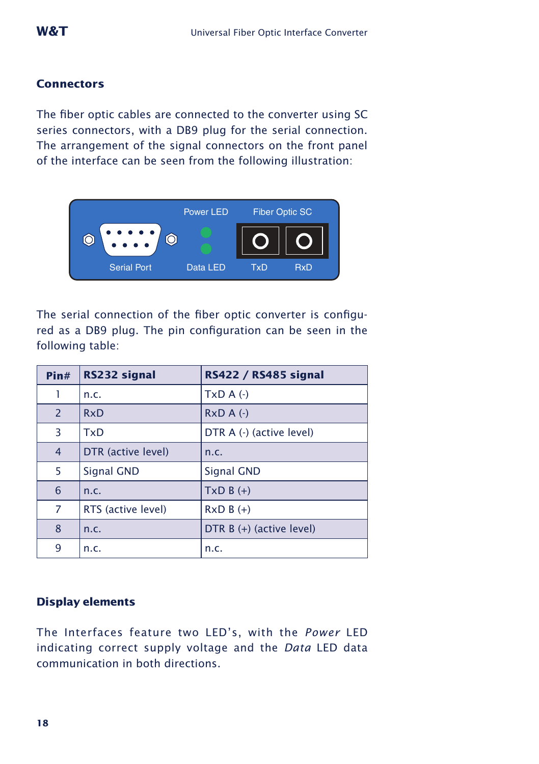## Connectors

The fiber optic cables are connected to the converter using SC series connectors, with a DB9 plug for the serial connection. The arrangement of the signal connectors on the front panel of the interface can be seen from the following illustration:

Power LED
Fiber Optic SC
Serial Port
Data LED
TxD
RxD

The serial connection of the fiber optic converter is configured as a DB9 plug. The pin configuration can be seen in the following table:

| Pin# | RS232 signal | RS422 / RS485 signal |
|---|---|---|
| 1 | n.c. | TxD A (-) |
| 2 | RxD | RxD A (-) |
| 3 | TxD | DTR A (-) (active level) |
| 4 | DTR (active level) | n.c. |
| 5 | Signal GND | Signal GND |
| 6 | n.c. | TxD B (+) |
| 7 | RTS (active level) | RxD B (+) |
| 8 | n.c. | DTR B (+) (active level) |
| 9 | n.c. | n.c. |

## Display elements

The Interfaces feature two LED's, with the *Power* LED indicating correct supply voltage and the *Data* LED data communication in both directions.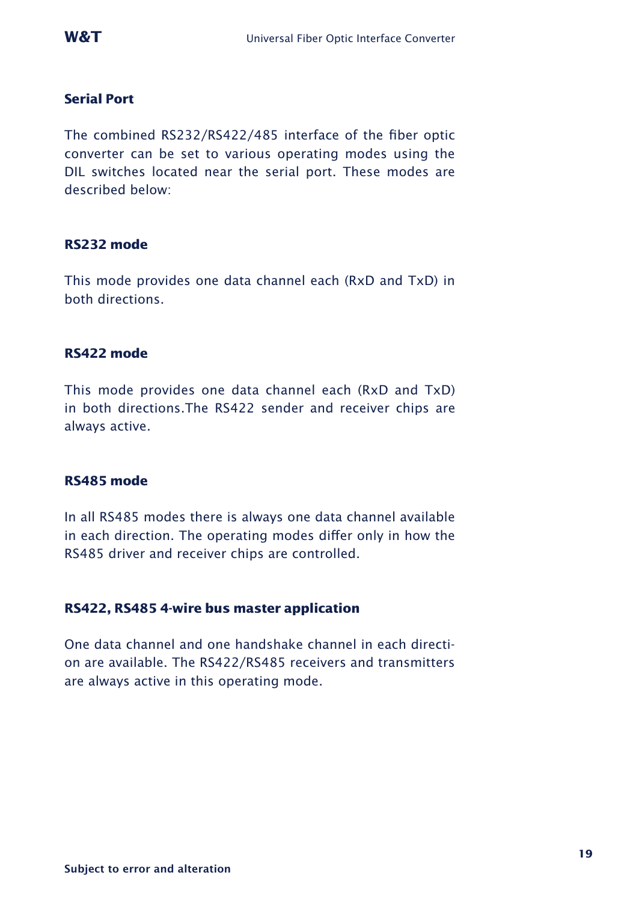## Serial Port

The combined RS232/RS422/485 interface of the fiber optic converter can be set to various operating modes using the DIL switches located near the serial port. These modes are described below:

### RS232 mode

This mode provides one data channel each (RxD and TxD) in both directions.

### RS422 mode

This mode provides one data channel each (RxD and TxD) in both directions.The RS422 sender and receiver chips are always active.

### RS485 mode

In all RS485 modes there is always one data channel available in each direction. The operating modes differ only in how the RS485 driver and receiver chips are controlled.

### RS422, RS485 4-wire bus master application

One data channel and one handshake channel in each direction are available. The RS422/RS485 receivers and transmitters are always active in this operating mode.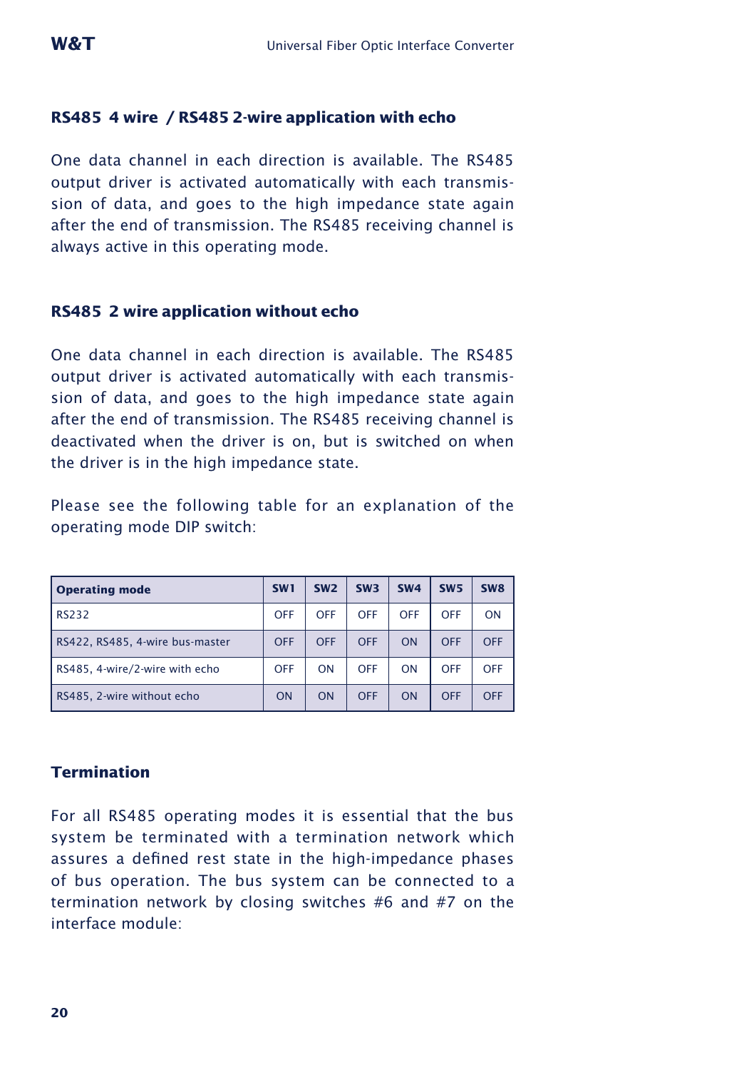### RS485 4 wire / RS485 2-wire application with echo

One data channel in each direction is available. The RS485 output driver is activated automatically with each transmission of data, and goes to the high impedance state again after the end of transmission. The RS485 receiving channel is always active in this operating mode.

### RS485 2 wire application without echo

One data channel in each direction is available. The RS485 output driver is activated automatically with each transmission of data, and goes to the high impedance state again after the end of transmission. The RS485 receiving channel is deactivated when the driver is on, but is switched on when the driver is in the high impedance state.

Please see the following table for an explanation of the operating mode DIP switch:

| Operating mode | SW1 | SW2 | SW3 | SW4 | SW5 | SW8 |
|---|---|---|---|---|---|---|
| RS232 | OFF | OFF | OFF | OFF | OFF | ON |
| RS422, RS485, 4-wire bus-master | OFF | OFF | OFF | ON | OFF | OFF |
| RS485, 4-wire/2-wire with echo | OFF | ON | OFF | ON | OFF | OFF |
| RS485, 2-wire without echo | ON | ON | OFF | ON | OFF | OFF |

### Termination

For all RS485 operating modes it is essential that the bus system be terminated with a termination network which assures a defined rest state in the high-impedance phases of bus operation. The bus system can be connected to a termination network by closing switches #6 and #7 on the interface module: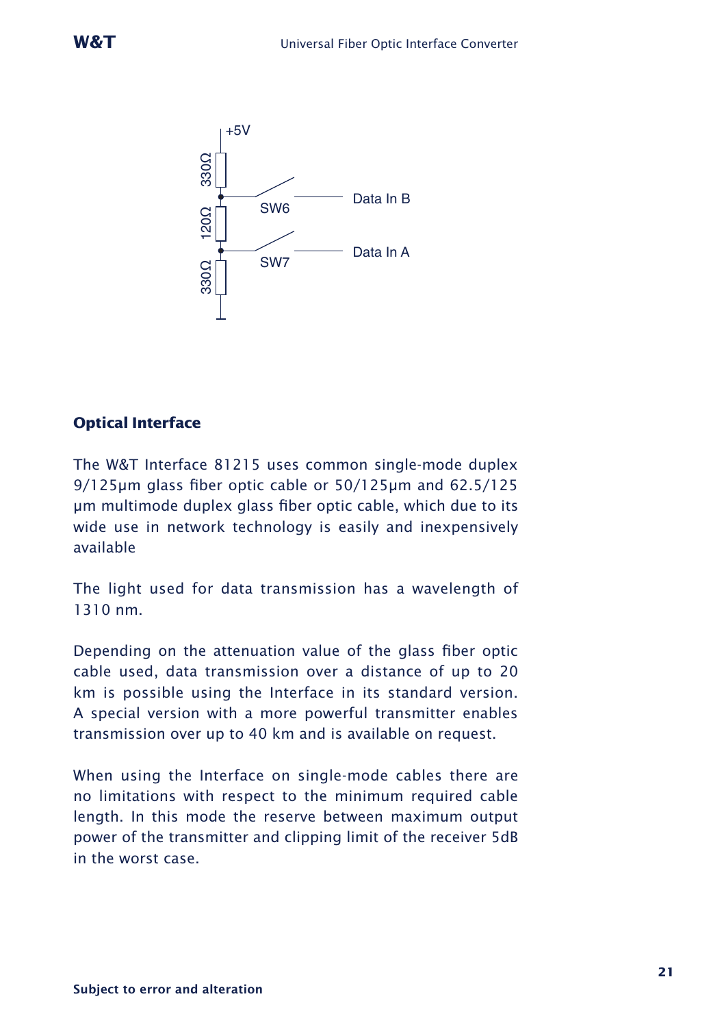+5V

330Ω

120Ω

330Ω

SW6

SW7

Data In B

Data In A

## Optical Interface

The W&T Interface 81215 uses common single-mode duplex 9/125µm glass fiber optic cable or 50/125µm and 62.5/125 µm multimode duplex glass fiber optic cable, which due to its wide use in network technology is easily and inexpensively available

The light used for data transmission has a wavelength of 1310 nm.

Depending on the attenuation value of the glass fiber optic cable used, data transmission over a distance of up to 20 km is possible using the Interface in its standard version. A special version with a more powerful transmitter enables transmission over up to 40 km and is available on request.

When using the Interface on single-mode cables there are no limitations with respect to the minimum required cable length. In this mode the reserve between maximum output power of the transmitter and clipping limit of the receiver 5dB in the worst case.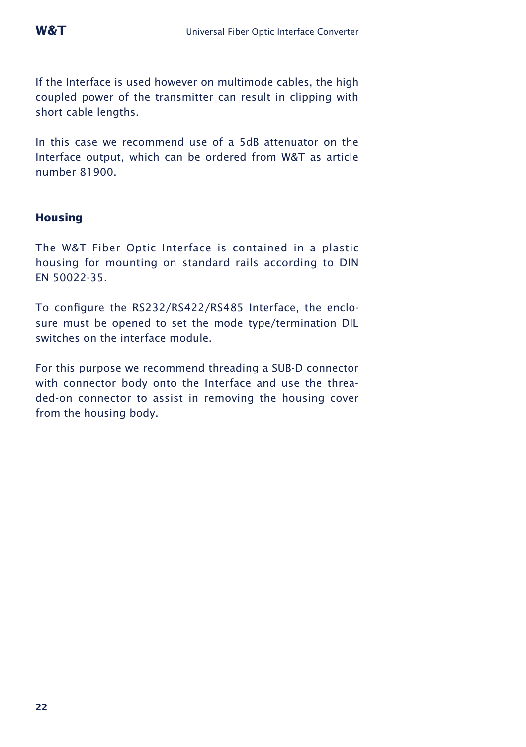If the Interface is used however on multimode cables, the high coupled power of the transmitter can result in clipping with short cable lengths.

In this case we recommend use of a 5dB attenuator on the Interface output, which can be ordered from W&T as article number 81900.

## Housing

The W&T Fiber Optic Interface is contained in a plastic housing for mounting on standard rails according to DIN EN 50022-35.

To configure the RS232/RS422/RS485 Interface, the enclosure must be opened to set the mode type/termination DIL switches on the interface module.

For this purpose we recommend threading a SUB-D connector with connector body onto the Interface and use the threaded-on connector to assist in removing the housing cover from the housing body.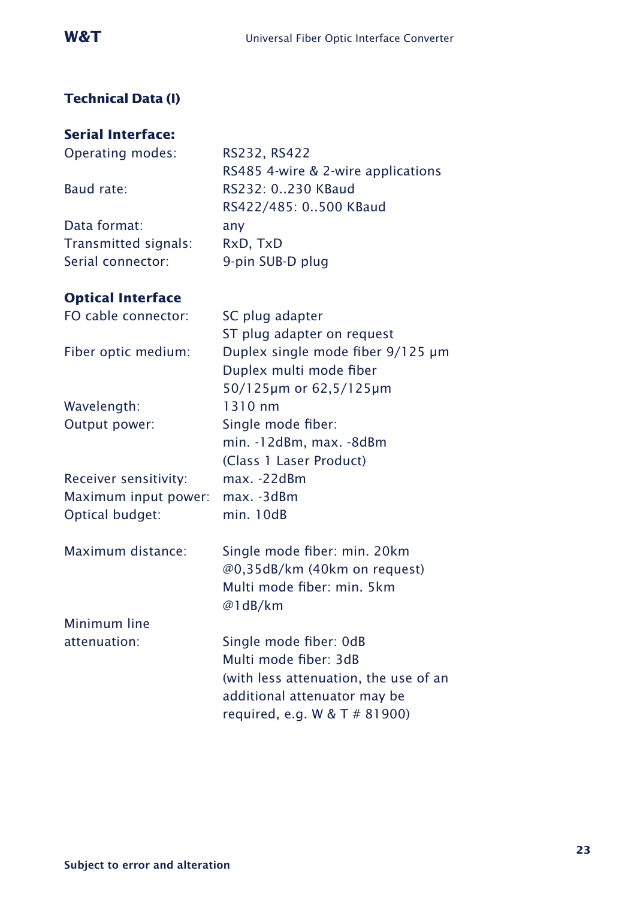## Technical Data (I)

### Serial Interface:

| | |
|---|---|
| Operating modes: | RS232, RS422<br>RS485 4-wire & 2-wire applications |
| Baud rate: | RS232: 0..230 KBaud<br>RS422/485: 0..500 KBaud |
| Data format: | any |
| Transmitted signals: | RxD, TxD |
| Serial connector: | 9-pin SUB-D plug |

### Optical Interface

| | |
|---|---|
| FO cable connector: | SC plug adapter<br>ST plug adapter on request |
| Fiber optic medium: | Duplex single mode fiber 9/125 µm<br>Duplex multi mode fiber<br>50/125µm or 62,5/125µm |
| Wavelength: | 1310 nm |
| Output power: | Single mode fiber:<br>min. -12dBm, max. -8dBm<br>(Class 1 Laser Product) |
| Receiver sensitivity: | max. -22dBm |
| Maximum input power: | max. -3dBm |
| Optical budget: | min. 10dB |
| Maximum distance: | Single mode fiber: min. 20km<br>@0,35dB/km (40km on request)<br>Multi mode fiber: min. 5km<br>@1dB/km |
| Minimum line attenuation: | Single mode fiber: 0dB<br>Multi mode fiber: 3dB<br>(with less attenuation, the use of an additional attenuator may be required, e.g. W & T # 81900) |

Subject to error and alteration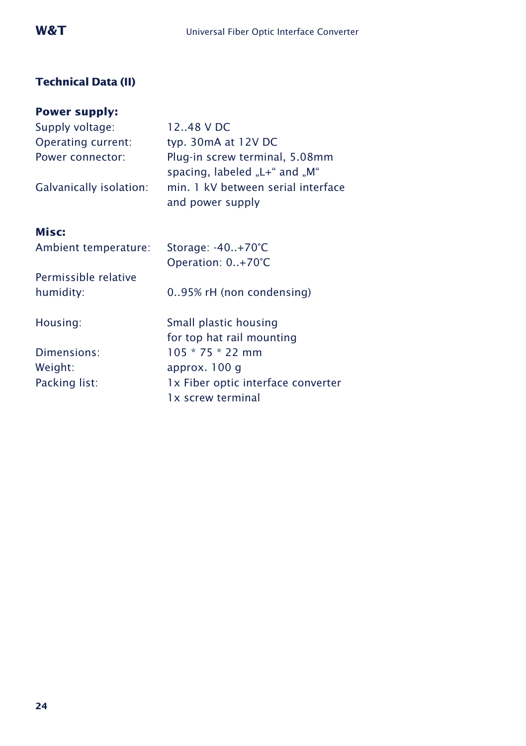## Technical Data (II)

**Power supply:**

| | |
|---|---|
| Supply voltage: | 12..48 V DC |
| Operating current: | typ. 30mA at 12V DC |
| Power connector: | Plug-in screw terminal, 5.08mm spacing, labeled „L+“ and „M“ |
| Galvanically isolation: | min. 1 kV between serial interface and power supply |

**Misc:**

| | |
|---|---|
| Ambient temperature: | Storage: -40..+70°C<br>Operation: 0..+70°C |
| Permissible relative humidity: | 0..95% rH (non condensing) |
| Housing: | Small plastic housing for top hat rail mounting |
| Dimensions: | 105 * 75 * 22 mm |
| Weight: | approx. 100 g |
| Packing list: | 1x Fiber optic interface converter<br>1x screw terminal |